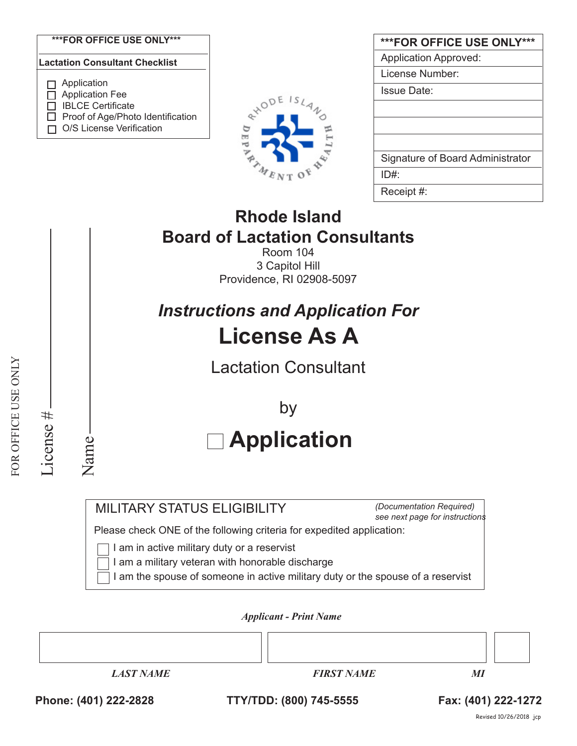***FOR OFFICE USE ONLY***

**Lactation Consultant Checklist**

- ☐ Application
- ☐ Application Fee
- ☐ IBLCE Certificate
- ☐ Proof of Age/Photo Identification
- ☐ O/S License Verification

| ***FOR OFFICE USE ONLY*** |
|---|
| Application Approved: |
| License Number: |
| Issue Date: |
| |
| |
| |
| Signature of Board Administrator |
| ID#: |
| Receipt #: |

RHODE ISLAND DEPARTMENT OF HEALTH

FOR OFFICE USE ONLY

License # \_\_\_\_\_\_\_\_\_\_

Name \_\_\_\_\_\_\_\_\_\_

# Rhode Island
# Board of Lactation Consultants

Room 104
3 Capitol Hill
Providence, RI 02908-5097

## *Instructions and Application For*

# License As A

## Lactation Consultant

by

# ☐ Application

**MILITARY STATUS ELIGIBILITY** *(Documentation Required) see next page for instructions*

Please check ONE of the following criteria for expedited application:

- ☐ I am in active military duty or a reservist
- ☐ I am a military veteran with honorable discharge
- ☐ I am the spouse of someone in active military duty or the spouse of a reservist

***Applicant - Print Name***

| | | |
|---|---|---|
| | | |
| ***LAST NAME*** | ***FIRST NAME*** | ***MI*** |

**Phone: (401) 222-2828** **TTY/TDD: (800) 745-5555** **Fax: (401) 222-1272**

Revised 10/26/2018 jcp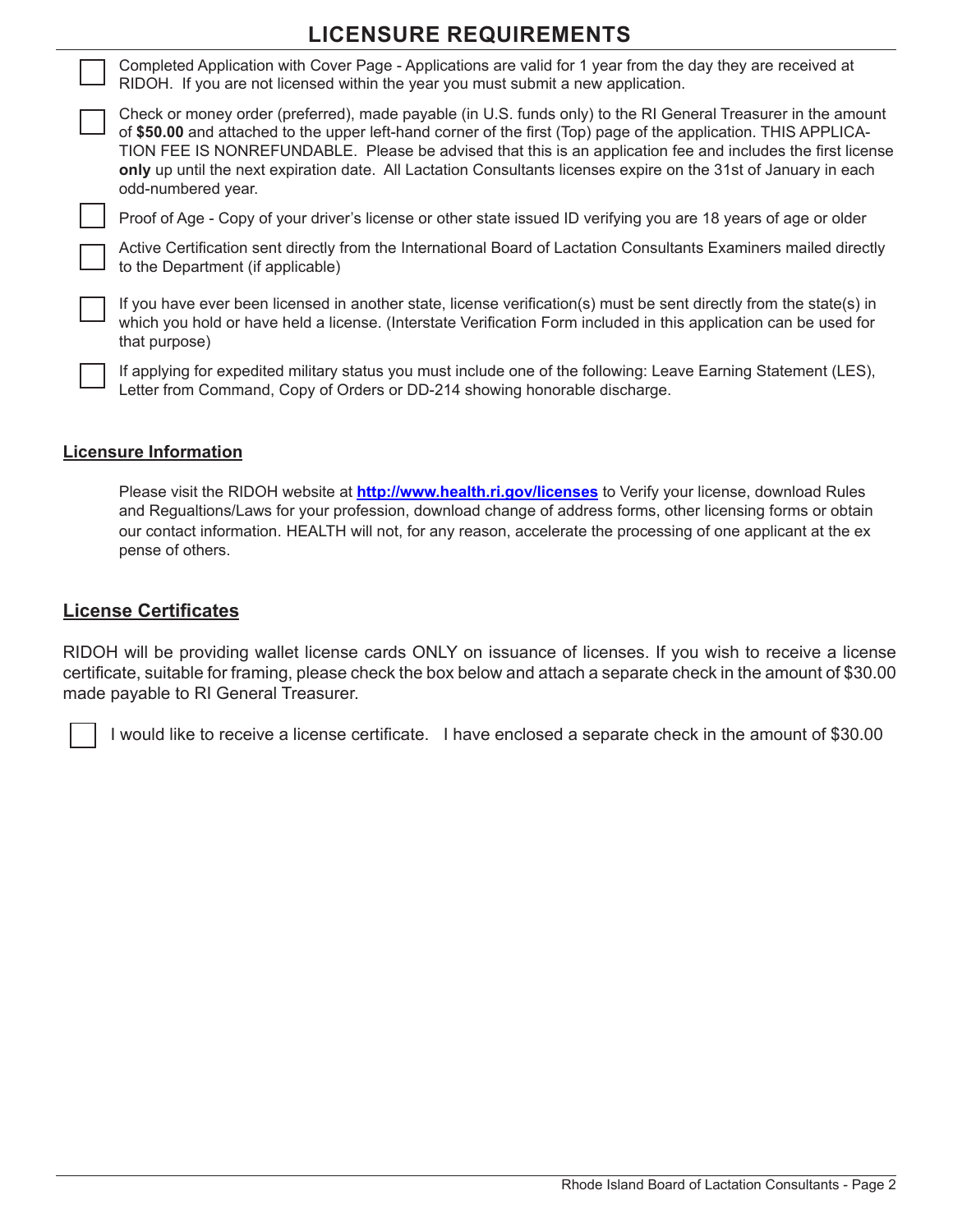# LICENSURE REQUIREMENTS

- [ ] Completed Application with Cover Page - Applications are valid for 1 year from the day they are received at RIDOH. If you are not licensed within the year you must submit a new application.
- [ ] Check or money order (preferred), made payable (in U.S. funds only) to the RI General Treasurer in the amount of **$50.00** and attached to the upper left-hand corner of the first (Top) page of the application. THIS APPLICATION FEE IS NONREFUNDABLE. Please be advised that this is an application fee and includes the first license **only** up until the next expiration date. All Lactation Consultants licenses expire on the 31st of January in each odd-numbered year.
- [ ] Proof of Age - Copy of your driver's license or other state issued ID verifying you are 18 years of age or older
- [ ] Active Certification sent directly from the International Board of Lactation Consultants Examiners mailed directly to the Department (if applicable)
- [ ] If you have ever been licensed in another state, license verification(s) must be sent directly from the state(s) in which you hold or have held a license. (Interstate Verification Form included in this application can be used for that purpose)
- [ ] If applying for expedited military status you must include one of the following: Leave Earning Statement (LES), Letter from Command, Copy of Orders or DD-214 showing honorable discharge.

## Licensure Information

Please visit the RIDOH website at **http://www.health.ri.gov/licenses** to Verify your license, download Rules and Regualtions/Laws for your profession, download change of address forms, other licensing forms or obtain our contact information. HEALTH will not, for any reason, accelerate the processing of one applicant at the expense of others.

## License Certificates

RIDOH will be providing wallet license cards ONLY on issuance of licenses. If you wish to receive a license certificate, suitable for framing, please check the box below and attach a separate check in the amount of $30.00 made payable to RI General Treasurer.

- [ ] I would like to receive a license certificate. I have enclosed a separate check in the amount of $30.00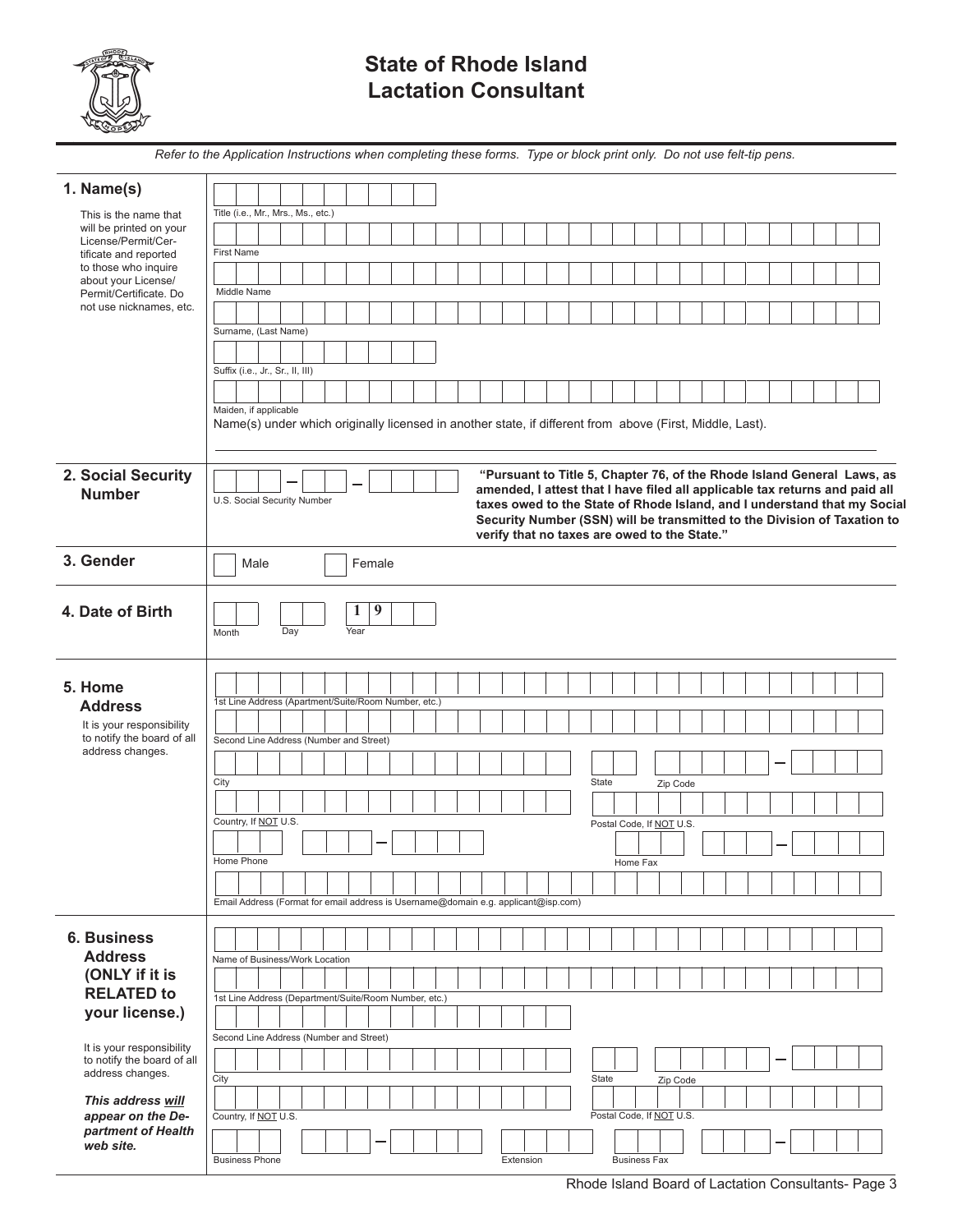# State of Rhode Island
## Lactation Consultant

*Refer to the Application Instructions when completing these forms. Type or block print only. Do not use felt-tip pens.*

| | |
|---|---|
| **1. Name(s)**<br>This is the name that will be printed on your License/Permit/Certificate and reported to those who inquire about your License/Permit/Certificate. Do not use nicknames, etc. | Title (i.e., Mr., Mrs., Ms., etc.)<br>First Name<br>Middle Name<br>Surname, (Last Name)<br>Suffix (i.e., Jr., Sr., II, III)<br>Maiden, if applicable<br>Name(s) under which originally licensed in another state, if different from above (First, Middle, Last). |
| **2. Social Security Number** | U.S. Social Security Number<br>**"Pursuant to Title 5, Chapter 76, of the Rhode Island General Laws, as amended, I attest that I have filed all applicable tax returns and paid all taxes owed to the State of Rhode Island, and I understand that my Social Security Number (SSN) will be transmitted to the Division of Taxation to verify that no taxes are owed to the State."** |
| **3. Gender** | Male Female |
| **4. Date of Birth** | Month Day Year 1 9 |
| **5. Home Address**<br>It is your responsibility to notify the board of all address changes. | 1st Line Address (Apartment/Suite/Room Number, etc.)<br>Second Line Address (Number and Street)<br>City State Zip Code<br>Country, If NOT U.S. Postal Code, If NOT U.S.<br>Home Phone Home Fax<br>Email Address (Format for email address is Username@domain e.g. applicant@isp.com) |
| **6. Business Address (ONLY if it is RELATED to your license.)**<br>It is your responsibility to notify the board of all address changes.<br>***This address will appear on the Department of Health web site.*** | Name of Business/Work Location<br>1st Line Address (Department/Suite/Room Number, etc.)<br>Second Line Address (Number and Street)<br>City State Zip Code<br>Country, If NOT U.S. Postal Code, If NOT U.S.<br>Business Phone Extension Business Fax |

Rhode Island Board of Lactation Consultants- Page 3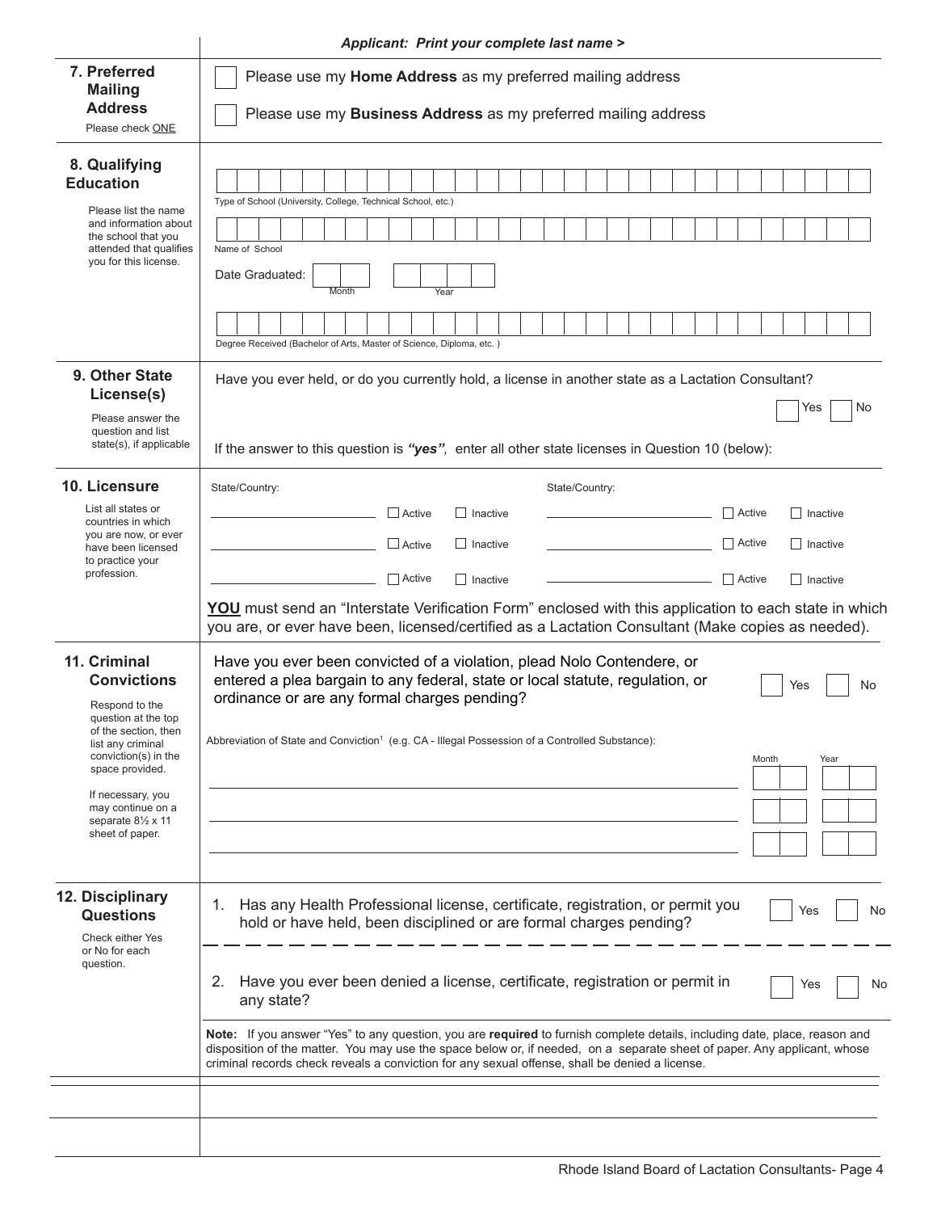***Applicant: Print your complete last name >***

## 7. Preferred Mailing Address

Please check ONE

☐ Please use my **Home Address** as my preferred mailing address

☐ Please use my **Business Address** as my preferred mailing address

## 8. Qualifying Education

Please list the name and information about the school that you attended that qualifies you for this license.

Type of School (University, College, Technical School, etc.)

Name of School

Date Graduated: Month Year

Degree Received (Bachelor of Arts, Master of Science, Diploma, etc. )

## 9. Other State License(s)

Please answer the question and list state(s), if applicable

Have you ever held, or do you currently hold, a license in another state as a Lactation Consultant? ☐ Yes ☐ No

If the answer to this question is ***"yes"***, enter all other state licenses in Question 10 (below):

## 10. Licensure

List all states or countries in which you are now, or ever have been licensed to practice your profession.

| State/Country: | | | State/Country: | | |
|---|---|---|---|---|---|
| ________ | ☐ Active | ☐ Inactive | ________ | ☐ Active | ☐ Inactive |
| ________ | ☐ Active | ☐ Inactive | ________ | ☐ Active | ☐ Inactive |
| ________ | ☐ Active | ☐ Inactive | ________ | ☐ Active | ☐ Inactive |

**YOU** must send an "Interstate Verification Form" enclosed with this application to each state in which you are, or ever have been, licensed/certified as a Lactation Consultant (Make copies as needed).

## 11. Criminal Convictions

Respond to the question at the top of the section, then list any criminal conviction(s) in the space provided.

If necessary, you may continue on a separate 8½ x 11 sheet of paper.

Have you ever been convicted of a violation, plead Nolo Contendere, or entered a plea bargain to any federal, state or local statute, regulation, or ordinance or are any formal charges pending? ☐ Yes ☐ No

Abbreviation of State and Conviction[1] (e.g. CA - Illegal Possession of a Controlled Substance):

| | Month | Year |
|---|---|---|
| | | |
| | | |
| | | |

## 12. Disciplinary Questions

Check either Yes or No for each question.

1. Has any Health Professional license, certificate, registration, or permit you hold or have held, been disciplined or are formal charges pending? ☐ Yes ☐ No

2. Have you ever been denied a license, certificate, registration or permit in any state? ☐ Yes ☐ No

**Note:** If you answer "Yes" to any question, you are **required** to furnish complete details, including date, place, reason and disposition of the matter. You may use the space below or, if needed, on a separate sheet of paper. Any applicant, whose criminal records check reveals a conviction for any sexual offense, shall be denied a license.

Rhode Island Board of Lactation Consultants- Page 4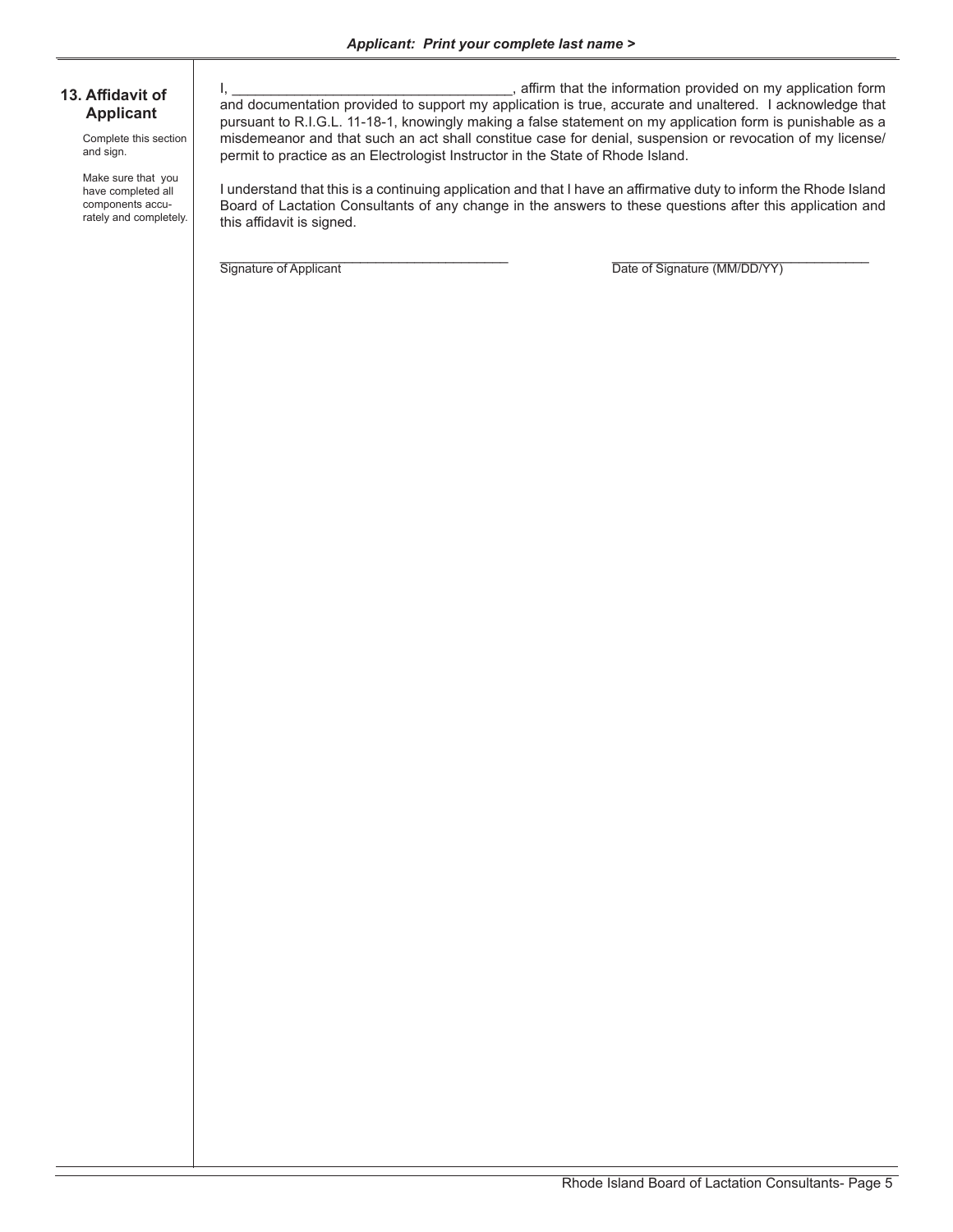*Applicant: Print your complete last name >*

## 13. Affidavit of Applicant

Complete this section and sign.

Make sure that you have completed all components accurately and completely.

I, ___________________________________, affirm that the information provided on my application form and documentation provided to support my application is true, accurate and unaltered. I acknowledge that pursuant to R.I.G.L. 11-18-1, knowingly making a false statement on my application form is punishable as a misdemeanor and that such an act shall constitue case for denial, suspension or revocation of my license/ permit to practice as an Electrologist Instructor in the State of Rhode Island.

I understand that this is a continuing application and that I have an affirmative duty to inform the Rhode Island Board of Lactation Consultants of any change in the answers to these questions after this application and this affidavit is signed.

_________________________________________
Signature of Applicant

_________________________________________
Date of Signature (MM/DD/YY)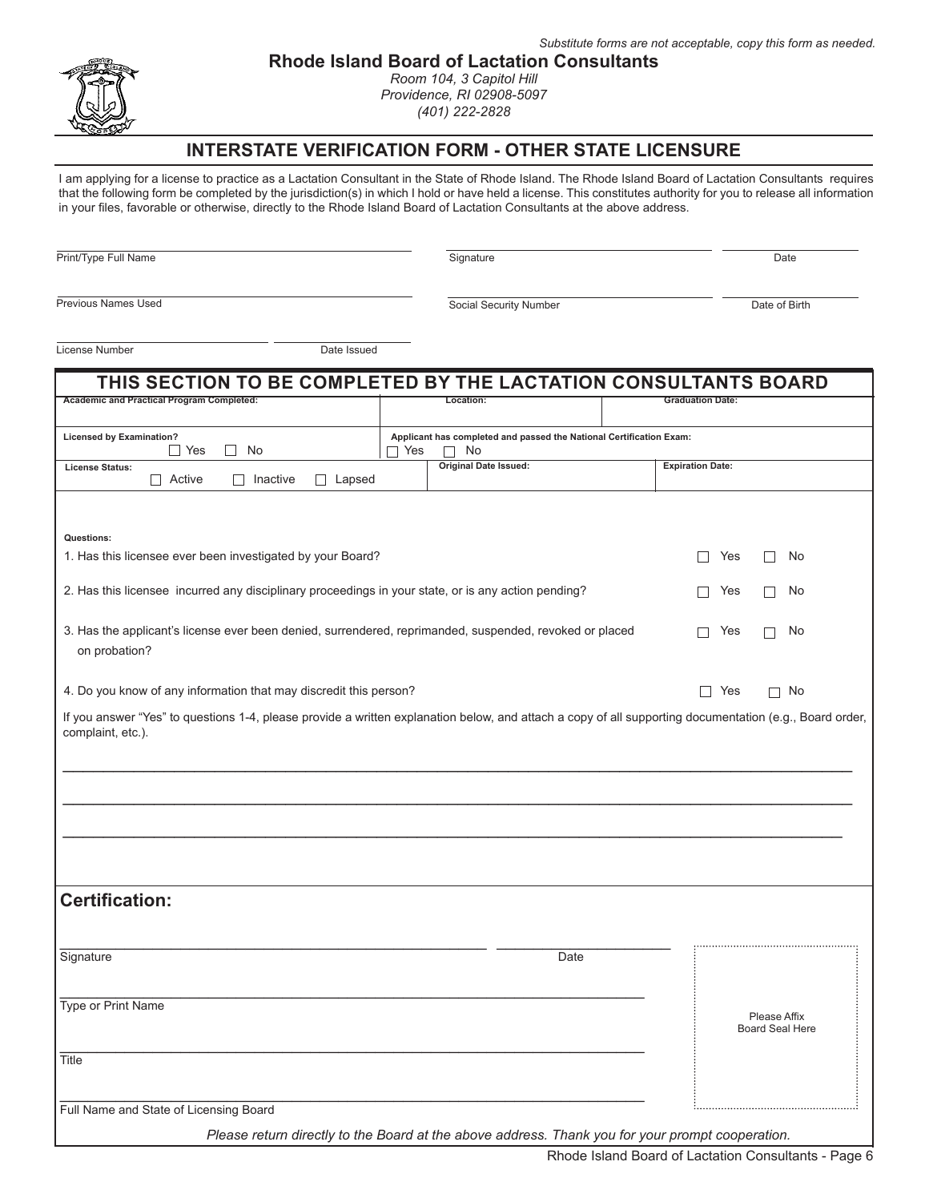*Substitute forms are not acceptable, copy this form as needed.*

**Rhode Island Board of Lactation Consultants**

*Room 104, 3 Capitol Hill*
*Providence, RI 02908-5097*
*(401) 222-2828*

## INTERSTATE VERIFICATION FORM - OTHER STATE LICENSURE

I am applying for a license to practice as a Lactation Consultant in the State of Rhode Island. The Rhode Island Board of Lactation Consultants requires that the following form be completed by the jurisdiction(s) in which I hold or have held a license. This constitutes authority for you to release all information in your files, favorable or otherwise, directly to the Rhode Island Board of Lactation Consultants at the above address.

Print/Type Full Name ______________________ Signature ______________________ Date ______________

Previous Names Used ______________________ Social Security Number ______________________ Date of Birth ______________

License Number ______________ Date Issued ______________

## THIS SECTION TO BE COMPLETED BY THE LACTATION CONSULTANTS BOARD

| | | |
|---|---|---|
| **Academic and Practical Program Completed:** | **Location:** | **Graduation Date:** |
| **Licensed by Examination?** ☐ Yes ☐ No | **Applicant has completed and passed the National Certification Exam:** ☐ Yes ☐ No | |
| **License Status:** ☐ Active ☐ Inactive ☐ Lapsed | **Original Date Issued:** | **Expiration Date:** |

**Questions:**

1. Has this licensee ever been investigated by your Board? ☐ Yes ☐ No
2. Has this licensee incurred any disciplinary proceedings in your state, or is any action pending? ☐ Yes ☐ No
3. Has the applicant's license ever been denied, surrendered, reprimanded, suspended, revoked or placed on probation? ☐ Yes ☐ No
4. Do you know of any information that may discredit this person? ☐ Yes ☐ No

If you answer "Yes" to questions 1-4, please provide a written explanation below, and attach a copy of all supporting documentation (e.g., Board order, complaint, etc.).

______________________________________________________________________

______________________________________________________________________

______________________________________________________________________

## Certification:

Signature ______________________________ Date ______________

Type or Print Name ______________________________

Title ______________________________

Full Name and State of Licensing Board ______________________________

Please Affix Board Seal Here

*Please return directly to the Board at the above address. Thank you for your prompt cooperation.*